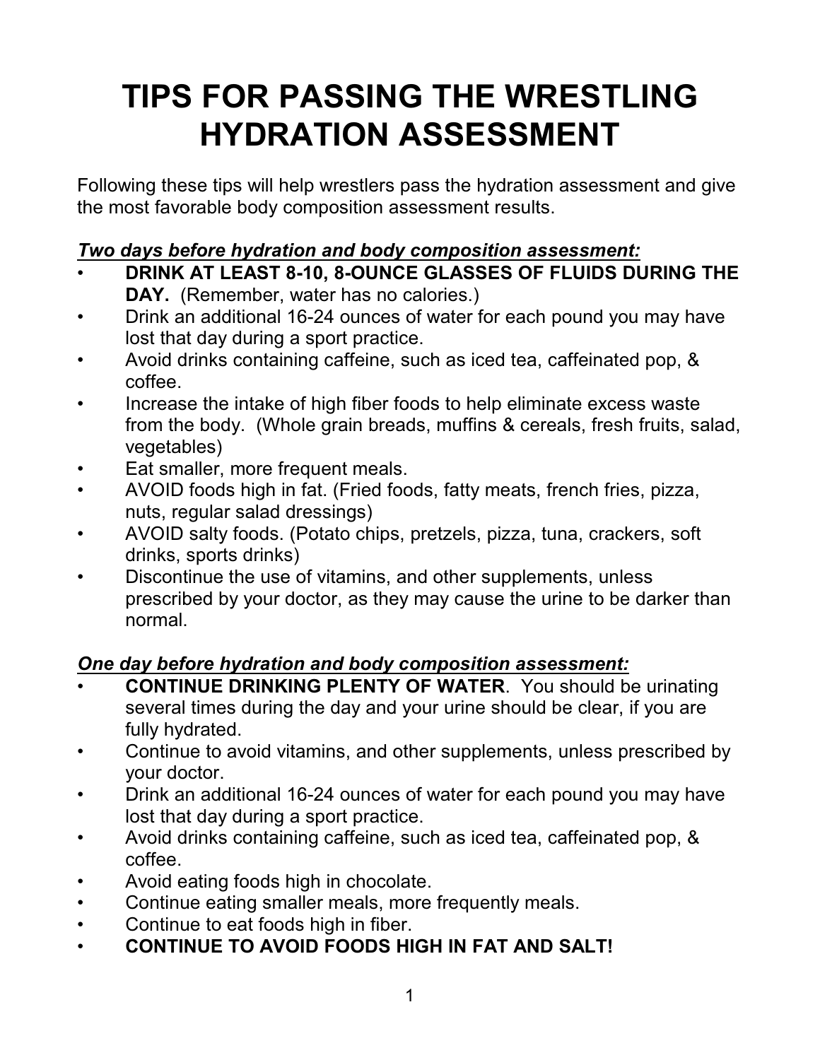# TIPS FOR PASSING THE WRESTLING HYDRATION ASSESSMENT

Following these tips will help wrestlers pass the hydration assessment and give the most favorable body composition assessment results.

***Two days before hydration and body composition assessment:***

- **DRINK AT LEAST 8-10, 8-OUNCE GLASSES OF FLUIDS DURING THE DAY.** (Remember, water has no calories.)
- Drink an additional 16-24 ounces of water for each pound you may have lost that day during a sport practice.
- Avoid drinks containing caffeine, such as iced tea, caffeinated pop, & coffee.
- Increase the intake of high fiber foods to help eliminate excess waste from the body. (Whole grain breads, muffins & cereals, fresh fruits, salad, vegetables)
- Eat smaller, more frequent meals.
- AVOID foods high in fat. (Fried foods, fatty meats, french fries, pizza, nuts, regular salad dressings)
- AVOID salty foods. (Potato chips, pretzels, pizza, tuna, crackers, soft drinks, sports drinks)
- Discontinue the use of vitamins, and other supplements, unless prescribed by your doctor, as they may cause the urine to be darker than normal.

***One day before hydration and body composition assessment:***

- **CONTINUE DRINKING PLENTY OF WATER**. You should be urinating several times during the day and your urine should be clear, if you are fully hydrated.
- Continue to avoid vitamins, and other supplements, unless prescribed by your doctor.
- Drink an additional 16-24 ounces of water for each pound you may have lost that day during a sport practice.
- Avoid drinks containing caffeine, such as iced tea, caffeinated pop, & coffee.
- Avoid eating foods high in chocolate.
- Continue eating smaller meals, more frequently meals.
- Continue to eat foods high in fiber.
- **CONTINUE TO AVOID FOODS HIGH IN FAT AND SALT!**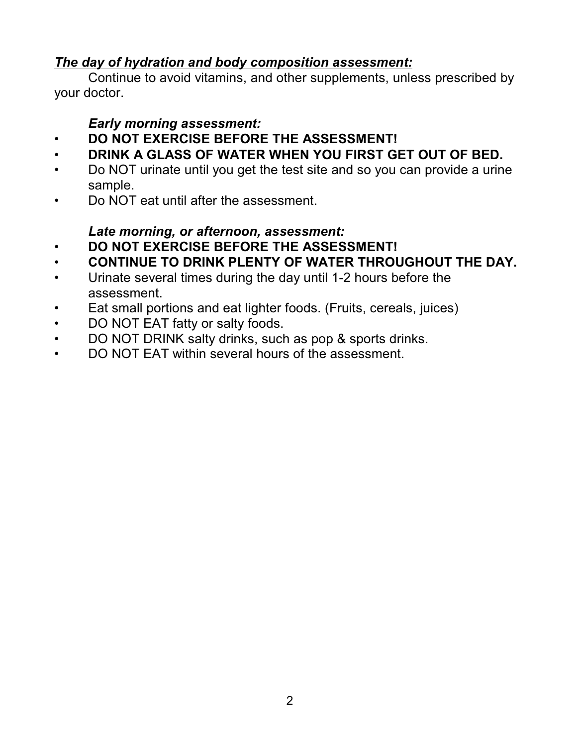***<u>The day of hydration and body composition assessment:</u>***

Continue to avoid vitamins, and other supplements, unless prescribed by your doctor.

***Early morning assessment:***

- **DO NOT EXERCISE BEFORE THE ASSESSMENT!**
- **DRINK A GLASS OF WATER WHEN YOU FIRST GET OUT OF BED.**
- Do NOT urinate until you get the test site and so you can provide a urine sample.
- Do NOT eat until after the assessment.

***Late morning, or afternoon, assessment:***

- **DO NOT EXERCISE BEFORE THE ASSESSMENT!**
- **CONTINUE TO DRINK PLENTY OF WATER THROUGHOUT THE DAY.**
- Urinate several times during the day until 1-2 hours before the assessment.
- Eat small portions and eat lighter foods. (Fruits, cereals, juices)
- DO NOT EAT fatty or salty foods.
- DO NOT DRINK salty drinks, such as pop & sports drinks.
- DO NOT EAT within several hours of the assessment.